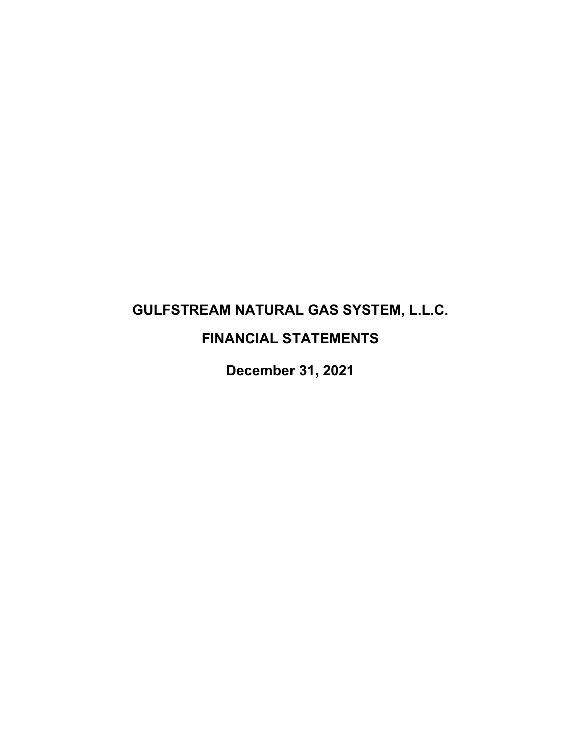# GULFSTREAM NATURAL GAS SYSTEM, L.L.C.

# FINANCIAL STATEMENTS

# December 31, 2021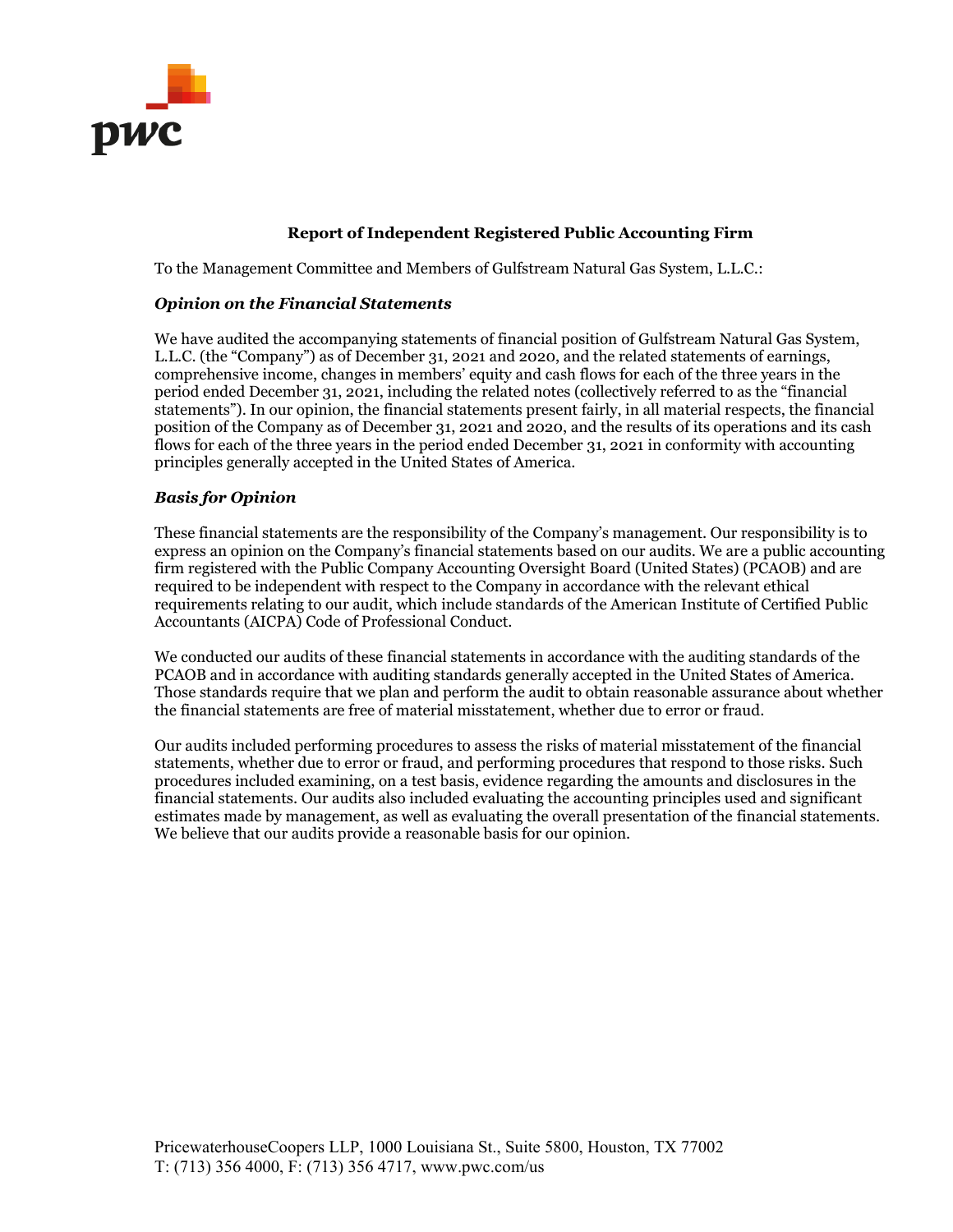## Report of Independent Registered Public Accounting Firm

To the Management Committee and Members of Gulfstream Natural Gas System, L.L.C.:

### *Opinion on the Financial Statements*

We have audited the accompanying statements of financial position of Gulfstream Natural Gas System, L.L.C. (the "Company") as of December 31, 2021 and 2020, and the related statements of earnings, comprehensive income, changes in members' equity and cash flows for each of the three years in the period ended December 31, 2021, including the related notes (collectively referred to as the "financial statements"). In our opinion, the financial statements present fairly, in all material respects, the financial position of the Company as of December 31, 2021 and 2020, and the results of its operations and its cash flows for each of the three years in the period ended December 31, 2021 in conformity with accounting principles generally accepted in the United States of America.

### *Basis for Opinion*

These financial statements are the responsibility of the Company's management. Our responsibility is to express an opinion on the Company's financial statements based on our audits. We are a public accounting firm registered with the Public Company Accounting Oversight Board (United States) (PCAOB) and are required to be independent with respect to the Company in accordance with the relevant ethical requirements relating to our audit, which include standards of the American Institute of Certified Public Accountants (AICPA) Code of Professional Conduct.

We conducted our audits of these financial statements in accordance with the auditing standards of the PCAOB and in accordance with auditing standards generally accepted in the United States of America. Those standards require that we plan and perform the audit to obtain reasonable assurance about whether the financial statements are free of material misstatement, whether due to error or fraud.

Our audits included performing procedures to assess the risks of material misstatement of the financial statements, whether due to error or fraud, and performing procedures that respond to those risks. Such procedures included examining, on a test basis, evidence regarding the amounts and disclosures in the financial statements. Our audits also included evaluating the accounting principles used and significant estimates made by management, as well as evaluating the overall presentation of the financial statements. We believe that our audits provide a reasonable basis for our opinion.

PricewaterhouseCoopers LLP, 1000 Louisiana St., Suite 5800, Houston, TX 77002
T: (713) 356 4000, F: (713) 356 4717, www.pwc.com/us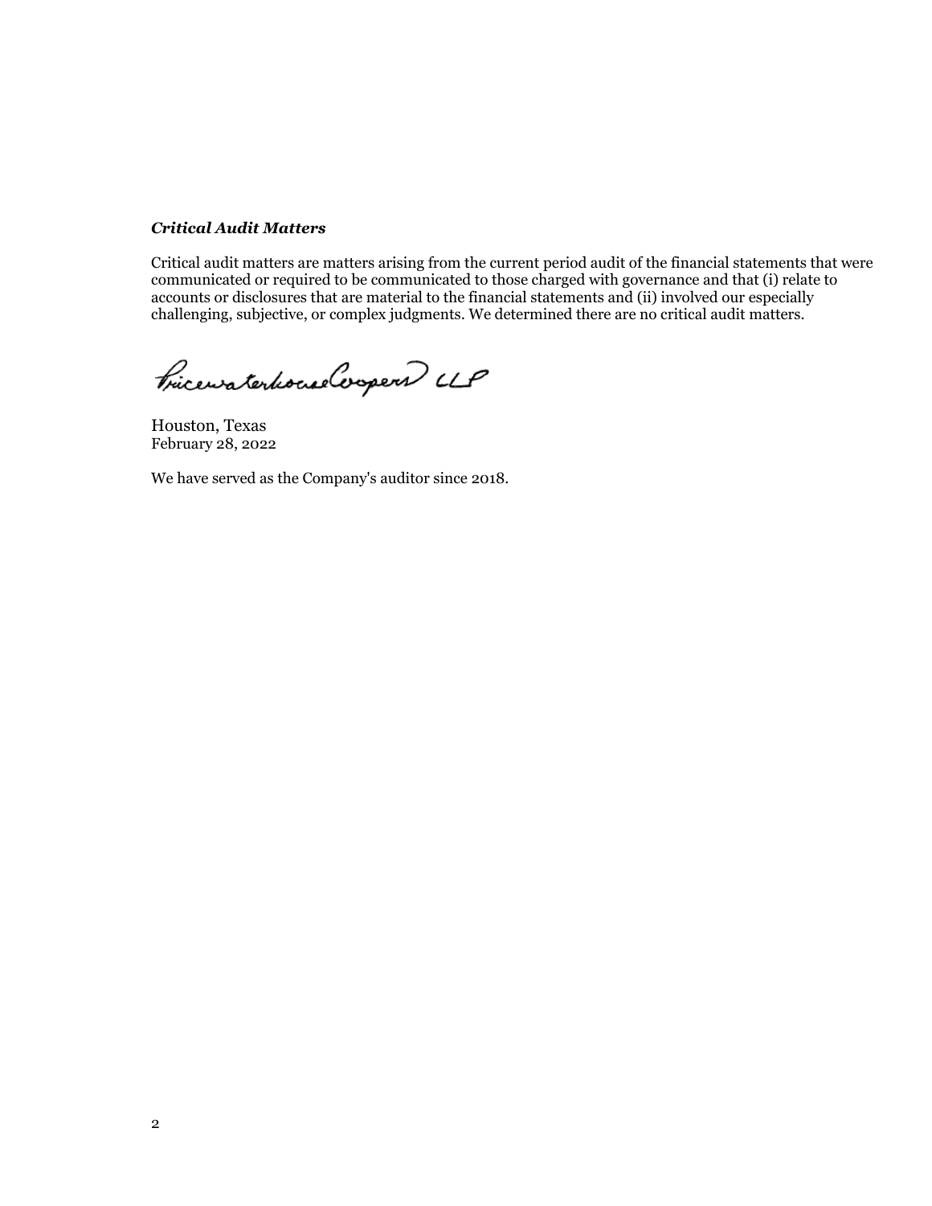***Critical Audit Matters***

Critical audit matters are matters arising from the current period audit of the financial statements that were communicated or required to be communicated to those charged with governance and that (i) relate to accounts or disclosures that are material to the financial statements and (ii) involved our especially challenging, subjective, or complex judgments. We determined there are no critical audit matters.

PricewaterhouseCoopers LLP

Houston, Texas
February 28, 2022

We have served as the Company's auditor since 2018.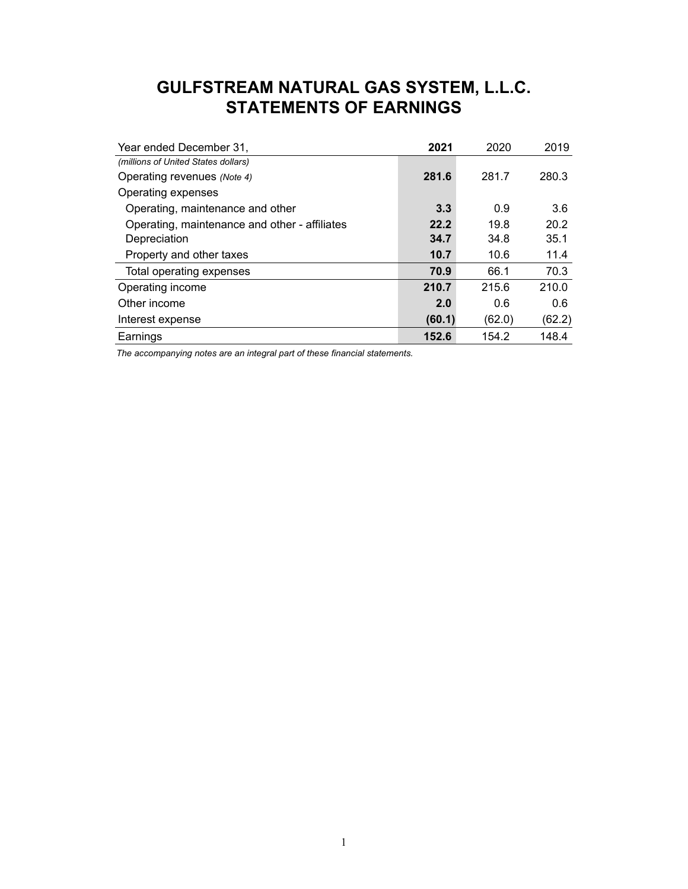# GULFSTREAM NATURAL GAS SYSTEM, L.L.C.
# STATEMENTS OF EARNINGS

| Year ended December 31, | **2021** | 2020 | 2019 |
|---|---|---|---|
| *(millions of United States dollars)* | | | |
| Operating revenues *(Note 4)* | **281.6** | 281.7 | 280.3 |
| Operating expenses | | | |
| Operating, maintenance and other | **3.3** | 0.9 | 3.6 |
| Operating, maintenance and other - affiliates | **22.2** | 19.8 | 20.2 |
| Depreciation | **34.7** | 34.8 | 35.1 |
| Property and other taxes | **10.7** | 10.6 | 11.4 |
| Total operating expenses | **70.9** | 66.1 | 70.3 |
| Operating income | **210.7** | 215.6 | 210.0 |
| Other income | **2.0** | 0.6 | 0.6 |
| Interest expense | **(60.1)** | (62.0) | (62.2) |
| Earnings | **152.6** | 154.2 | 148.4 |

*The accompanying notes are an integral part of these financial statements.*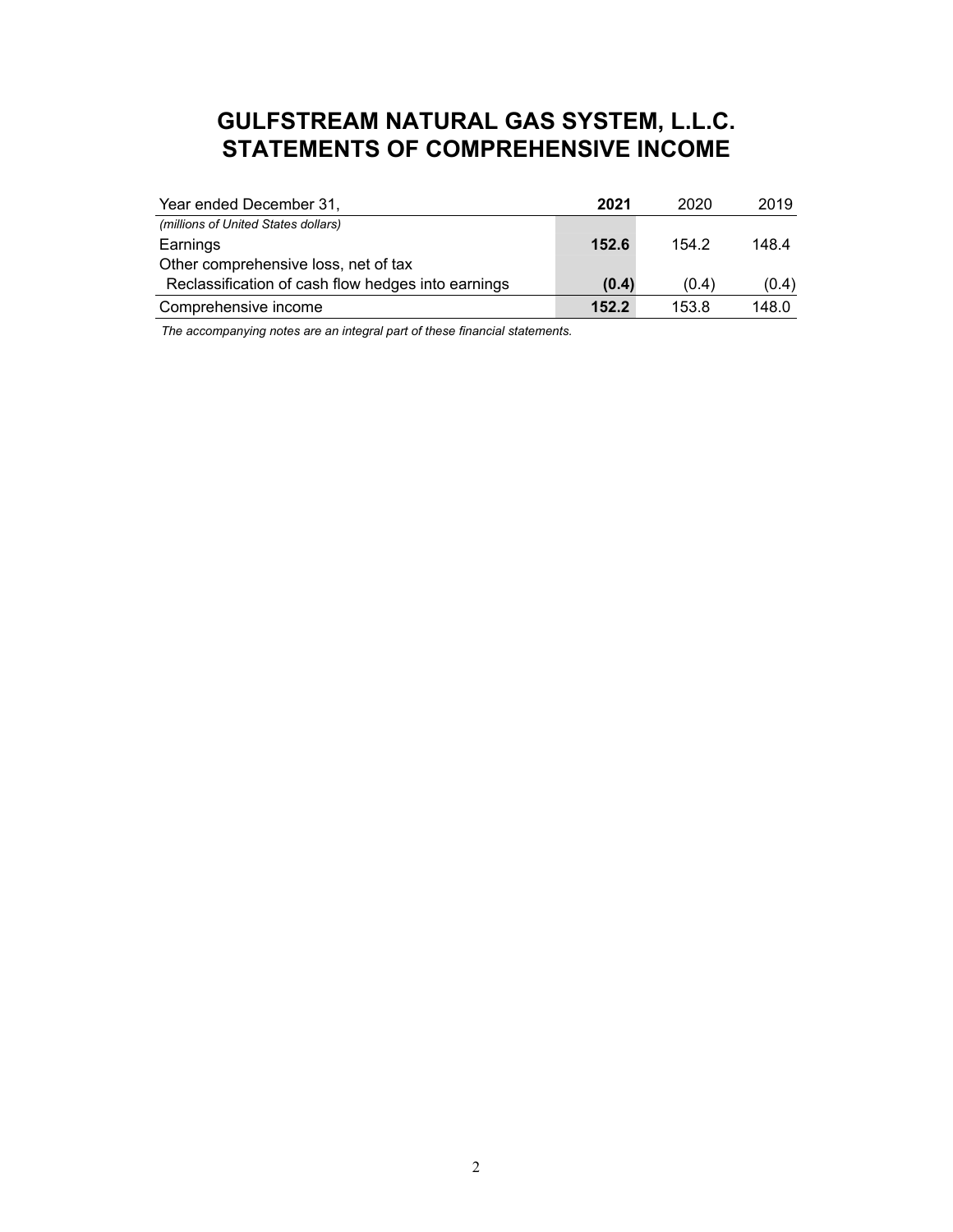# GULFSTREAM NATURAL GAS SYSTEM, L.L.C.
# STATEMENTS OF COMPREHENSIVE INCOME

| Year ended December 31, | **2021** | 2020 | 2019 |
|---|---|---|---|
| *(millions of United States dollars)* | | | |
| Earnings | **152.6** | 154.2 | 148.4 |
| Other comprehensive loss, net of tax | | | |
| Reclassification of cash flow hedges into earnings | **(0.4)** | (0.4) | (0.4) |
| Comprehensive income | **152.2** | 153.8 | 148.0 |

*The accompanying notes are an integral part of these financial statements.*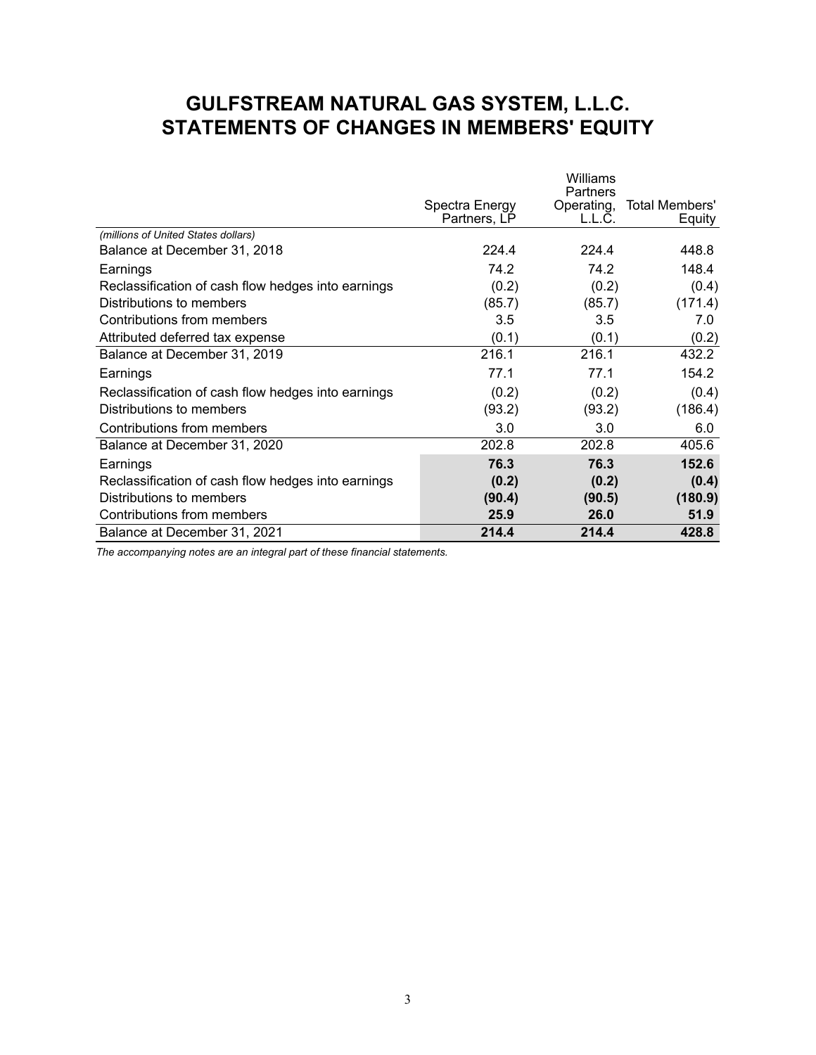# GULFSTREAM NATURAL GAS SYSTEM, L.L.C.
# STATEMENTS OF CHANGES IN MEMBERS' EQUITY

| | Spectra Energy Partners, LP | Williams Partners Operating, L.L.C. | Total Members' Equity |
|---|---|---|---|
| *(millions of United States dollars)* | | | |
| Balance at December 31, 2018 | 224.4 | 224.4 | 448.8 |
| Earnings | 74.2 | 74.2 | 148.4 |
| Reclassification of cash flow hedges into earnings | (0.2) | (0.2) | (0.4) |
| Distributions to members | (85.7) | (85.7) | (171.4) |
| Contributions from members | 3.5 | 3.5 | 7.0 |
| Attributed deferred tax expense | (0.1) | (0.1) | (0.2) |
| Balance at December 31, 2019 | 216.1 | 216.1 | 432.2 |
| Earnings | 77.1 | 77.1 | 154.2 |
| Reclassification of cash flow hedges into earnings | (0.2) | (0.2) | (0.4) |
| Distributions to members | (93.2) | (93.2) | (186.4) |
| Contributions from members | 3.0 | 3.0 | 6.0 |
| Balance at December 31, 2020 | 202.8 | 202.8 | 405.6 |
| Earnings | **76.3** | **76.3** | **152.6** |
| Reclassification of cash flow hedges into earnings | **(0.2)** | **(0.2)** | **(0.4)** |
| Distributions to members | **(90.4)** | **(90.5)** | **(180.9)** |
| Contributions from members | **25.9** | **26.0** | **51.9** |
| Balance at December 31, 2021 | **214.4** | **214.4** | **428.8** |

*The accompanying notes are an integral part of these financial statements.*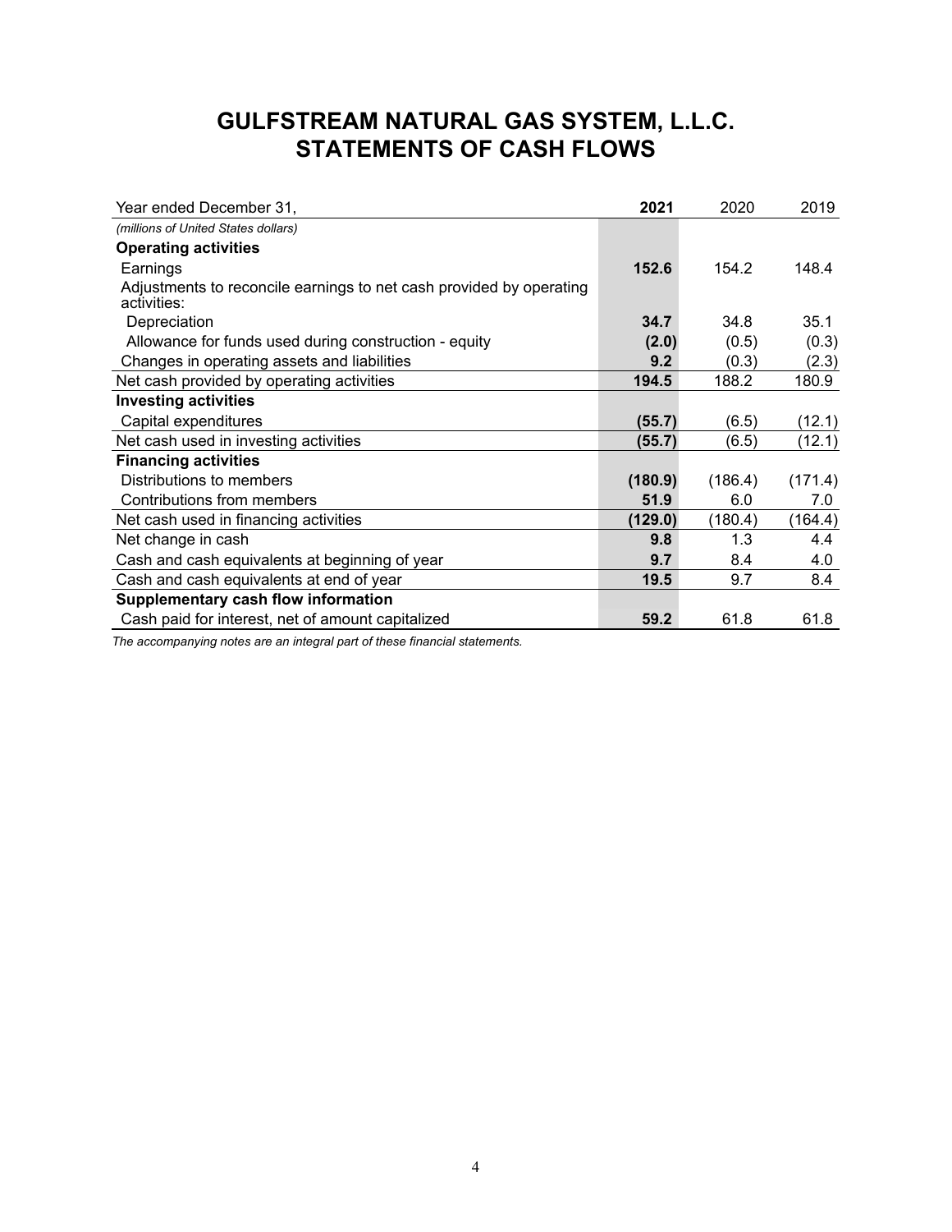# GULFSTREAM NATURAL GAS SYSTEM, L.L.C.
# STATEMENTS OF CASH FLOWS

| Year ended December 31, | **2021** | 2020 | 2019 |
|---|---|---|---|
| *(millions of United States dollars)* | | | |
| **Operating activities** | | | |
| Earnings | **152.6** | 154.2 | 148.4 |
| Adjustments to reconcile earnings to net cash provided by operating activities: | | | |
| Depreciation | **34.7** | 34.8 | 35.1 |
| Allowance for funds used during construction - equity | **(2.0)** | (0.5) | (0.3) |
| Changes in operating assets and liabilities | **9.2** | (0.3) | (2.3) |
| Net cash provided by operating activities | **194.5** | 188.2 | 180.9 |
| **Investing activities** | | | |
| Capital expenditures | **(55.7)** | (6.5) | (12.1) |
| Net cash used in investing activities | **(55.7)** | (6.5) | (12.1) |
| **Financing activities** | | | |
| Distributions to members | **(180.9)** | (186.4) | (171.4) |
| Contributions from members | **51.9** | 6.0 | 7.0 |
| Net cash used in financing activities | **(129.0)** | (180.4) | (164.4) |
| Net change in cash | **9.8** | 1.3 | 4.4 |
| Cash and cash equivalents at beginning of year | **9.7** | 8.4 | 4.0 |
| Cash and cash equivalents at end of year | **19.5** | 9.7 | 8.4 |
| **Supplementary cash flow information** | | | |
| Cash paid for interest, net of amount capitalized | **59.2** | 61.8 | 61.8 |

*The accompanying notes are an integral part of these financial statements.*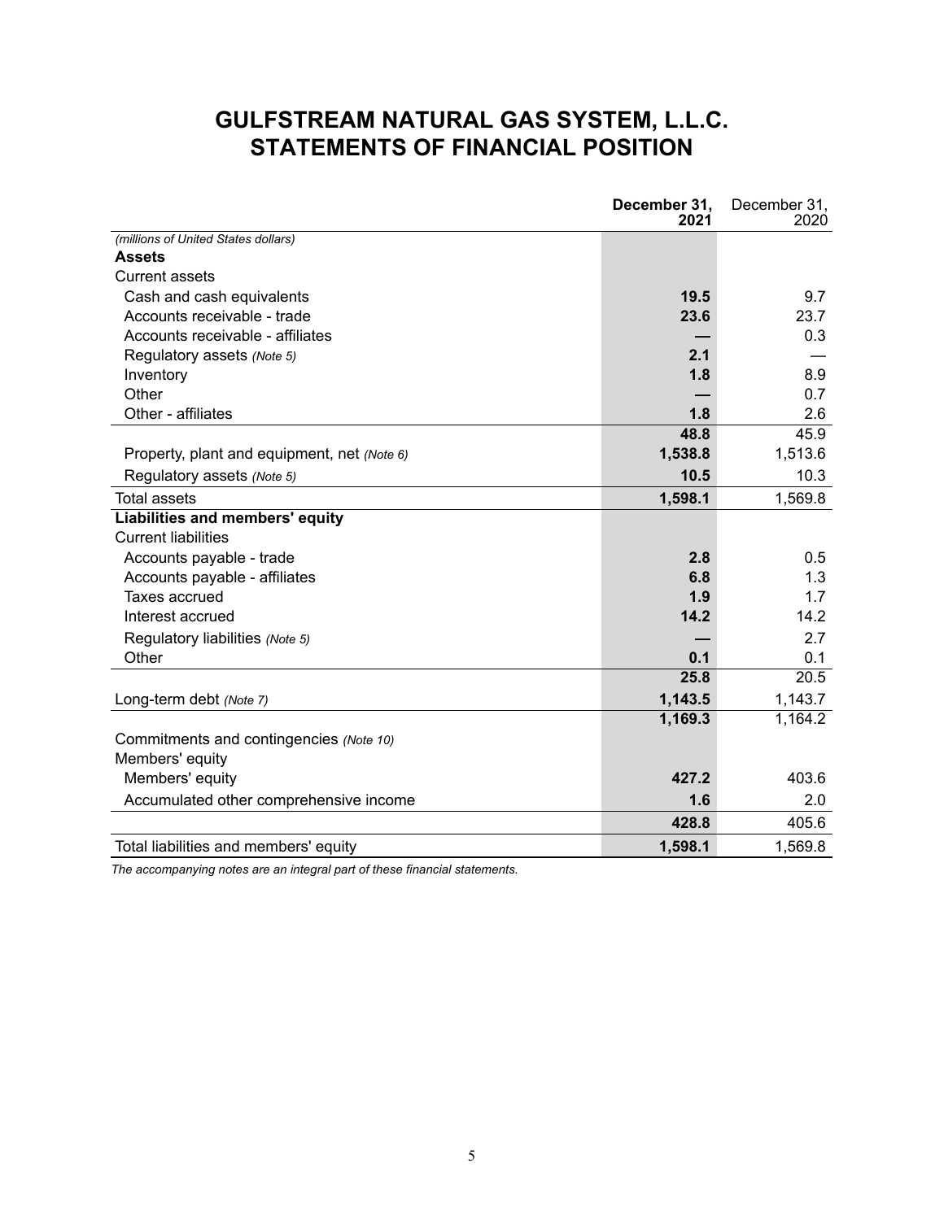# GULFSTREAM NATURAL GAS SYSTEM, L.L.C.
# STATEMENTS OF FINANCIAL POSITION

| | **December 31, 2021** | December 31, 2020 |
|---|---|---|
| *(millions of United States dollars)* | | |
| **Assets** | | |
| Current assets | | |
| Cash and cash equivalents | **19.5** | 9.7 |
| Accounts receivable - trade | **23.6** | 23.7 |
| Accounts receivable - affiliates | **—** | 0.3 |
| Regulatory assets *(Note 5)* | **2.1** | — |
| Inventory | **1.8** | 8.9 |
| Other | **—** | 0.7 |
| Other - affiliates | **1.8** | 2.6 |
| | **48.8** | 45.9 |
| Property, plant and equipment, net *(Note 6)* | **1,538.8** | 1,513.6 |
| Regulatory assets *(Note 5)* | **10.5** | 10.3 |
| Total assets | **1,598.1** | 1,569.8 |
| **Liabilities and members' equity** | | |
| Current liabilities | | |
| Accounts payable - trade | **2.8** | 0.5 |
| Accounts payable - affiliates | **6.8** | 1.3 |
| Taxes accrued | **1.9** | 1.7 |
| Interest accrued | **14.2** | 14.2 |
| Regulatory liabilities *(Note 5)* | **—** | 2.7 |
| Other | **0.1** | 0.1 |
| | **25.8** | 20.5 |
| Long-term debt *(Note 7)* | **1,143.5** | 1,143.7 |
| | **1,169.3** | 1,164.2 |
| Commitments and contingencies *(Note 10)* | | |
| Members' equity | | |
| Members' equity | **427.2** | 403.6 |
| Accumulated other comprehensive income | **1.6** | 2.0 |
| | **428.8** | 405.6 |
| Total liabilities and members' equity | **1,598.1** | 1,569.8 |

*The accompanying notes are an integral part of these financial statements.*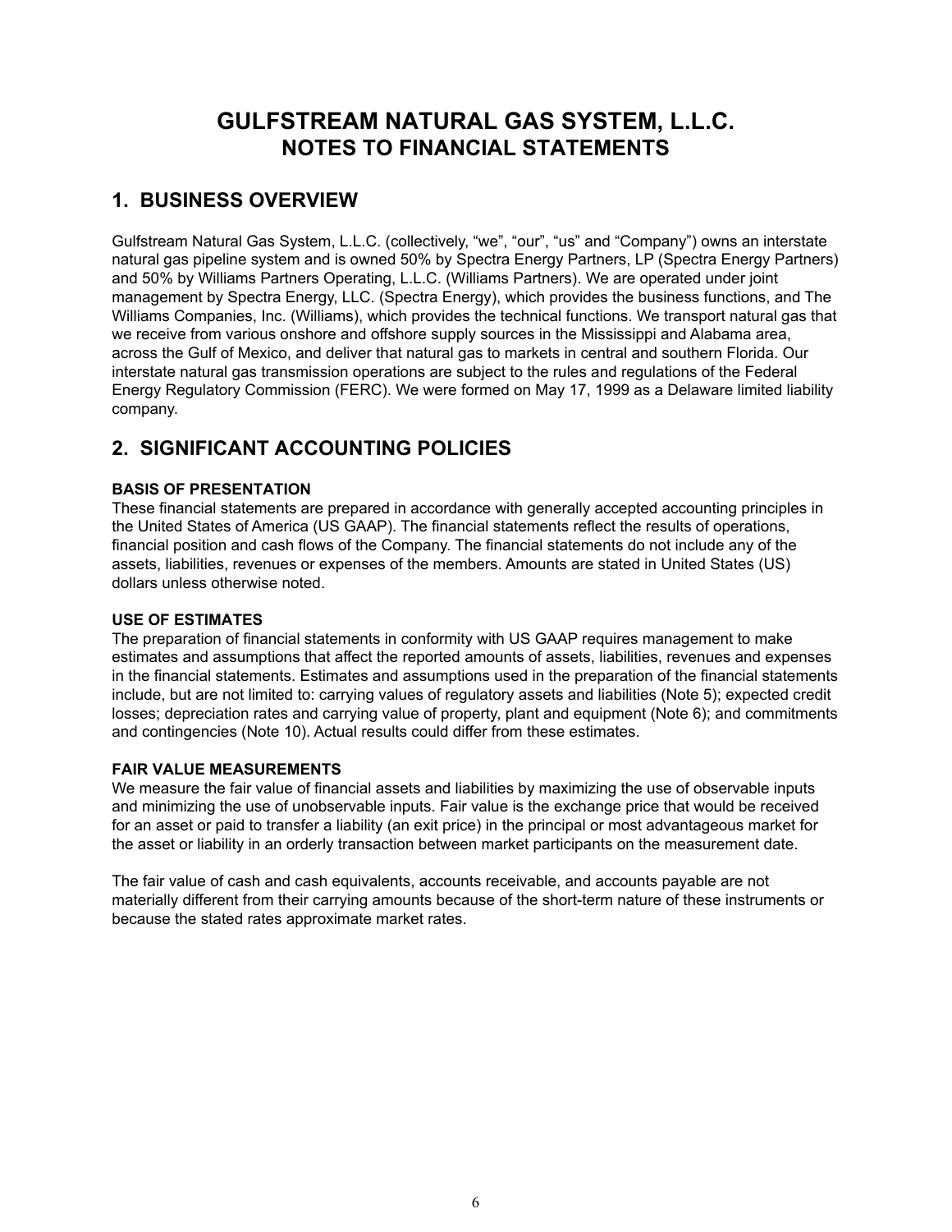# GULFSTREAM NATURAL GAS SYSTEM, L.L.C.
## NOTES TO FINANCIAL STATEMENTS

## 1. BUSINESS OVERVIEW

Gulfstream Natural Gas System, L.L.C. (collectively, "we", "our", "us" and "Company") owns an interstate natural gas pipeline system and is owned 50% by Spectra Energy Partners, LP (Spectra Energy Partners) and 50% by Williams Partners Operating, L.L.C. (Williams Partners). We are operated under joint management by Spectra Energy, LLC. (Spectra Energy), which provides the business functions, and The Williams Companies, Inc. (Williams), which provides the technical functions. We transport natural gas that we receive from various onshore and offshore supply sources in the Mississippi and Alabama area, across the Gulf of Mexico, and deliver that natural gas to markets in central and southern Florida. Our interstate natural gas transmission operations are subject to the rules and regulations of the Federal Energy Regulatory Commission (FERC). We were formed on May 17, 1999 as a Delaware limited liability company.

## 2. SIGNIFICANT ACCOUNTING POLICIES

**BASIS OF PRESENTATION**

These financial statements are prepared in accordance with generally accepted accounting principles in the United States of America (US GAAP). The financial statements reflect the results of operations, financial position and cash flows of the Company. The financial statements do not include any of the assets, liabilities, revenues or expenses of the members. Amounts are stated in United States (US) dollars unless otherwise noted.

**USE OF ESTIMATES**

The preparation of financial statements in conformity with US GAAP requires management to make estimates and assumptions that affect the reported amounts of assets, liabilities, revenues and expenses in the financial statements. Estimates and assumptions used in the preparation of the financial statements include, but are not limited to: carrying values of regulatory assets and liabilities (Note 5); expected credit losses; depreciation rates and carrying value of property, plant and equipment (Note 6); and commitments and contingencies (Note 10). Actual results could differ from these estimates.

**FAIR VALUE MEASUREMENTS**

We measure the fair value of financial assets and liabilities by maximizing the use of observable inputs and minimizing the use of unobservable inputs. Fair value is the exchange price that would be received for an asset or paid to transfer a liability (an exit price) in the principal or most advantageous market for the asset or liability in an orderly transaction between market participants on the measurement date.

The fair value of cash and cash equivalents, accounts receivable, and accounts payable are not materially different from their carrying amounts because of the short-term nature of these instruments or because the stated rates approximate market rates.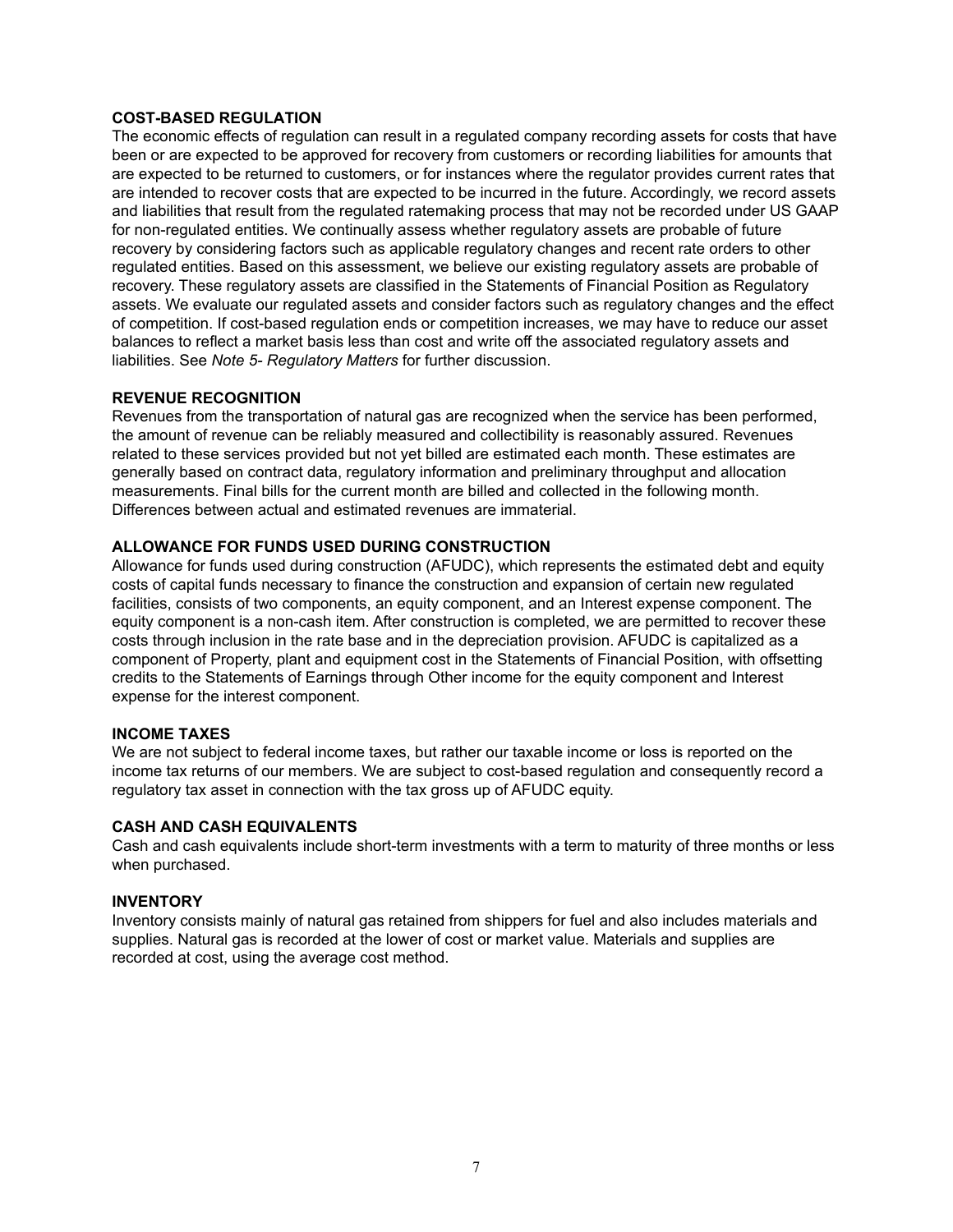### COST-BASED REGULATION

The economic effects of regulation can result in a regulated company recording assets for costs that have been or are expected to be approved for recovery from customers or recording liabilities for amounts that are expected to be returned to customers, or for instances where the regulator provides current rates that are intended to recover costs that are expected to be incurred in the future. Accordingly, we record assets and liabilities that result from the regulated ratemaking process that may not be recorded under US GAAP for non-regulated entities. We continually assess whether regulatory assets are probable of future recovery by considering factors such as applicable regulatory changes and recent rate orders to other regulated entities. Based on this assessment, we believe our existing regulatory assets are probable of recovery. These regulatory assets are classified in the Statements of Financial Position as Regulatory assets. We evaluate our regulated assets and consider factors such as regulatory changes and the effect of competition. If cost-based regulation ends or competition increases, we may have to reduce our asset balances to reflect a market basis less than cost and write off the associated regulatory assets and liabilities. See *Note 5- Regulatory Matters* for further discussion.

### REVENUE RECOGNITION

Revenues from the transportation of natural gas are recognized when the service has been performed, the amount of revenue can be reliably measured and collectibility is reasonably assured. Revenues related to these services provided but not yet billed are estimated each month. These estimates are generally based on contract data, regulatory information and preliminary throughput and allocation measurements. Final bills for the current month are billed and collected in the following month. Differences between actual and estimated revenues are immaterial.

### ALLOWANCE FOR FUNDS USED DURING CONSTRUCTION

Allowance for funds used during construction (AFUDC), which represents the estimated debt and equity costs of capital funds necessary to finance the construction and expansion of certain new regulated facilities, consists of two components, an equity component, and an Interest expense component. The equity component is a non-cash item. After construction is completed, we are permitted to recover these costs through inclusion in the rate base and in the depreciation provision. AFUDC is capitalized as a component of Property, plant and equipment cost in the Statements of Financial Position, with offsetting credits to the Statements of Earnings through Other income for the equity component and Interest expense for the interest component.

### INCOME TAXES

We are not subject to federal income taxes, but rather our taxable income or loss is reported on the income tax returns of our members. We are subject to cost-based regulation and consequently record a regulatory tax asset in connection with the tax gross up of AFUDC equity.

### CASH AND CASH EQUIVALENTS

Cash and cash equivalents include short-term investments with a term to maturity of three months or less when purchased.

### INVENTORY

Inventory consists mainly of natural gas retained from shippers for fuel and also includes materials and supplies. Natural gas is recorded at the lower of cost or market value. Materials and supplies are recorded at cost, using the average cost method.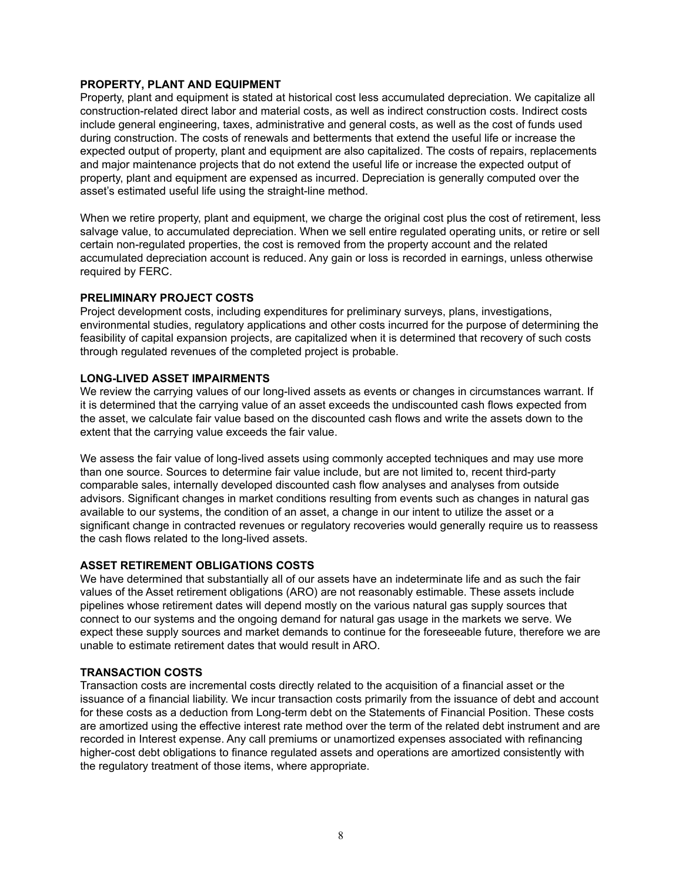**PROPERTY, PLANT AND EQUIPMENT**

Property, plant and equipment is stated at historical cost less accumulated depreciation. We capitalize all construction-related direct labor and material costs, as well as indirect construction costs. Indirect costs include general engineering, taxes, administrative and general costs, as well as the cost of funds used during construction. The costs of renewals and betterments that extend the useful life or increase the expected output of property, plant and equipment are also capitalized. The costs of repairs, replacements and major maintenance projects that do not extend the useful life or increase the expected output of property, plant and equipment are expensed as incurred. Depreciation is generally computed over the asset's estimated useful life using the straight-line method.

When we retire property, plant and equipment, we charge the original cost plus the cost of retirement, less salvage value, to accumulated depreciation. When we sell entire regulated operating units, or retire or sell certain non-regulated properties, the cost is removed from the property account and the related accumulated depreciation account is reduced. Any gain or loss is recorded in earnings, unless otherwise required by FERC.

**PRELIMINARY PROJECT COSTS**

Project development costs, including expenditures for preliminary surveys, plans, investigations, environmental studies, regulatory applications and other costs incurred for the purpose of determining the feasibility of capital expansion projects, are capitalized when it is determined that recovery of such costs through regulated revenues of the completed project is probable.

**LONG-LIVED ASSET IMPAIRMENTS**

We review the carrying values of our long-lived assets as events or changes in circumstances warrant. If it is determined that the carrying value of an asset exceeds the undiscounted cash flows expected from the asset, we calculate fair value based on the discounted cash flows and write the assets down to the extent that the carrying value exceeds the fair value.

We assess the fair value of long-lived assets using commonly accepted techniques and may use more than one source. Sources to determine fair value include, but are not limited to, recent third-party comparable sales, internally developed discounted cash flow analyses and analyses from outside advisors. Significant changes in market conditions resulting from events such as changes in natural gas available to our systems, the condition of an asset, a change in our intent to utilize the asset or a significant change in contracted revenues or regulatory recoveries would generally require us to reassess the cash flows related to the long-lived assets.

**ASSET RETIREMENT OBLIGATIONS COSTS**

We have determined that substantially all of our assets have an indeterminate life and as such the fair values of the Asset retirement obligations (ARO) are not reasonably estimable. These assets include pipelines whose retirement dates will depend mostly on the various natural gas supply sources that connect to our systems and the ongoing demand for natural gas usage in the markets we serve. We expect these supply sources and market demands to continue for the foreseeable future, therefore we are unable to estimate retirement dates that would result in ARO.

**TRANSACTION COSTS**

Transaction costs are incremental costs directly related to the acquisition of a financial asset or the issuance of a financial liability. We incur transaction costs primarily from the issuance of debt and account for these costs as a deduction from Long-term debt on the Statements of Financial Position. These costs are amortized using the effective interest rate method over the term of the related debt instrument and are recorded in Interest expense. Any call premiums or unamortized expenses associated with refinancing higher-cost debt obligations to finance regulated assets and operations are amortized consistently with the regulatory treatment of those items, where appropriate.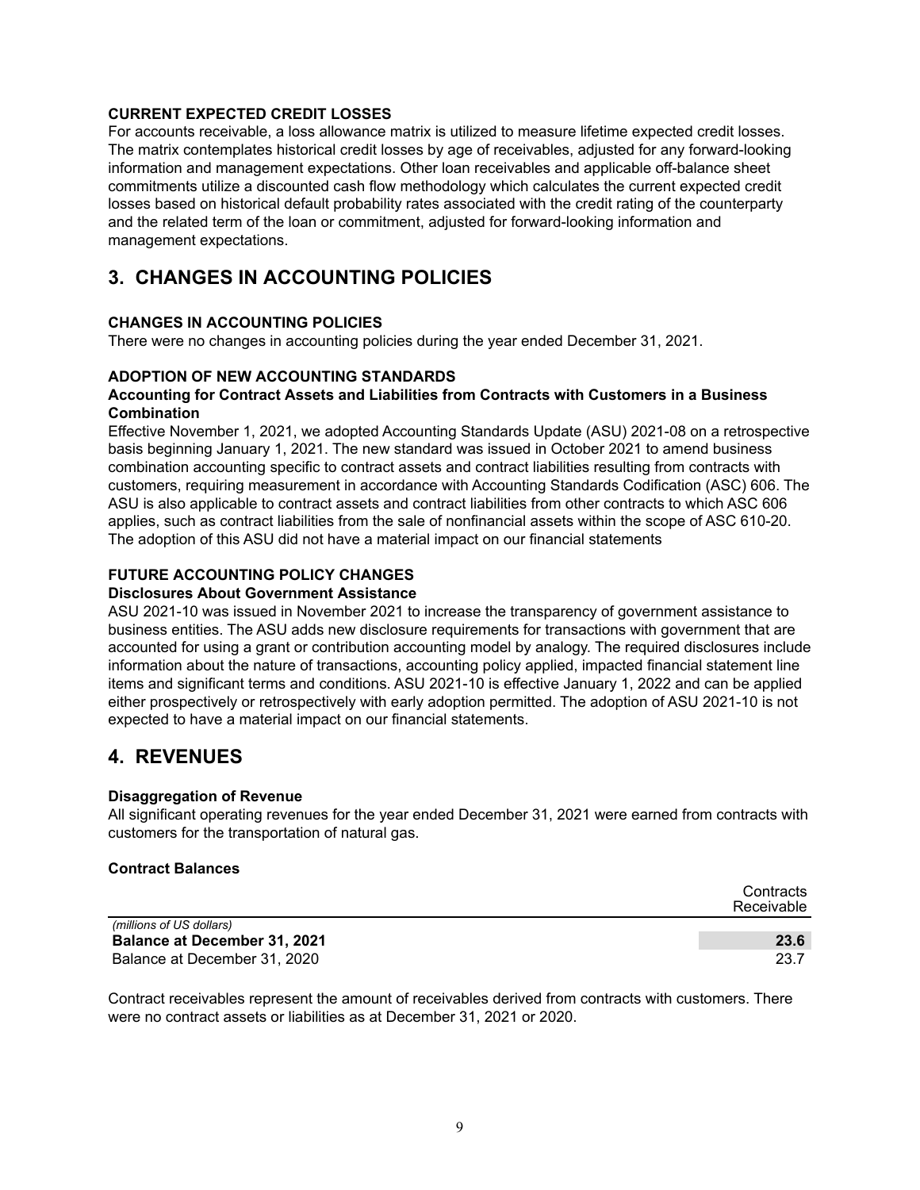**CURRENT EXPECTED CREDIT LOSSES**

For accounts receivable, a loss allowance matrix is utilized to measure lifetime expected credit losses. The matrix contemplates historical credit losses by age of receivables, adjusted for any forward-looking information and management expectations. Other loan receivables and applicable off-balance sheet commitments utilize a discounted cash flow methodology which calculates the current expected credit losses based on historical default probability rates associated with the credit rating of the counterparty and the related term of the loan or commitment, adjusted for forward-looking information and management expectations.

# 3. CHANGES IN ACCOUNTING POLICIES

**CHANGES IN ACCOUNTING POLICIES**

There were no changes in accounting policies during the year ended December 31, 2021.

**ADOPTION OF NEW ACCOUNTING STANDARDS**

**Accounting for Contract Assets and Liabilities from Contracts with Customers in a Business Combination**

Effective November 1, 2021, we adopted Accounting Standards Update (ASU) 2021-08 on a retrospective basis beginning January 1, 2021. The new standard was issued in October 2021 to amend business combination accounting specific to contract assets and contract liabilities resulting from contracts with customers, requiring measurement in accordance with Accounting Standards Codification (ASC) 606. The ASU is also applicable to contract assets and contract liabilities from other contracts to which ASC 606 applies, such as contract liabilities from the sale of nonfinancial assets within the scope of ASC 610-20. The adoption of this ASU did not have a material impact on our financial statements

**FUTURE ACCOUNTING POLICY CHANGES**

**Disclosures About Government Assistance**

ASU 2021-10 was issued in November 2021 to increase the transparency of government assistance to business entities. The ASU adds new disclosure requirements for transactions with government that are accounted for using a grant or contribution accounting model by analogy. The required disclosures include information about the nature of transactions, accounting policy applied, impacted financial statement line items and significant terms and conditions. ASU 2021-10 is effective January 1, 2022 and can be applied either prospectively or retrospectively with early adoption permitted. The adoption of ASU 2021-10 is not expected to have a material impact on our financial statements.

# 4. REVENUES

**Disaggregation of Revenue**

All significant operating revenues for the year ended December 31, 2021 were earned from contracts with customers for the transportation of natural gas.

**Contract Balances**

| *(millions of US dollars)* | Contracts Receivable |
|---|---|
| **Balance at December 31, 2021** | **23.6** |
| Balance at December 31, 2020 | 23.7 |

Contract receivables represent the amount of receivables derived from contracts with customers. There were no contract assets or liabilities as at December 31, 2021 or 2020.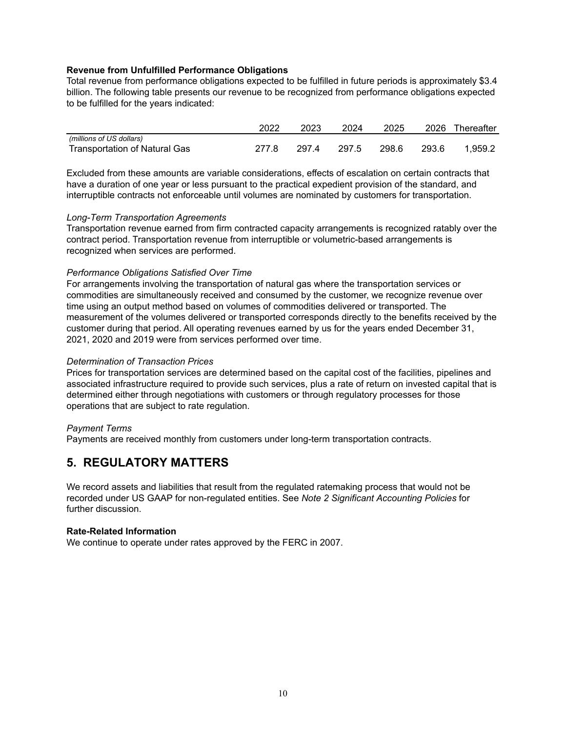**Revenue from Unfulfilled Performance Obligations**

Total revenue from performance obligations expected to be fulfilled in future periods is approximately $3.4 billion. The following table presents our revenue to be recognized from performance obligations expected to be fulfilled for the years indicated:

| | 2022 | 2023 | 2024 | 2025 | 2026 | Thereafter |
|---|---|---|---|---|---|---|
| *(millions of US dollars)* | | | | | | |
| Transportation of Natural Gas | 277.8 | 297.4 | 297.5 | 298.6 | 293.6 | 1,959.2 |

Excluded from these amounts are variable considerations, effects of escalation on certain contracts that have a duration of one year or less pursuant to the practical expedient provision of the standard, and interruptible contracts not enforceable until volumes are nominated by customers for transportation.

*Long-Term Transportation Agreements*

Transportation revenue earned from firm contracted capacity arrangements is recognized ratably over the contract period. Transportation revenue from interruptible or volumetric-based arrangements is recognized when services are performed.

*Performance Obligations Satisfied Over Time*

For arrangements involving the transportation of natural gas where the transportation services or commodities are simultaneously received and consumed by the customer, we recognize revenue over time using an output method based on volumes of commodities delivered or transported. The measurement of the volumes delivered or transported corresponds directly to the benefits received by the customer during that period. All operating revenues earned by us for the years ended December 31, 2021, 2020 and 2019 were from services performed over time.

*Determination of Transaction Prices*

Prices for transportation services are determined based on the capital cost of the facilities, pipelines and associated infrastructure required to provide such services, plus a rate of return on invested capital that is determined either through negotiations with customers or through regulatory processes for those operations that are subject to rate regulation.

*Payment Terms*

Payments are received monthly from customers under long-term transportation contracts.

## 5. REGULATORY MATTERS

We record assets and liabilities that result from the regulated ratemaking process that would not be recorded under US GAAP for non-regulated entities. See *Note 2 Significant Accounting Policies* for further discussion.

**Rate-Related Information**

We continue to operate under rates approved by the FERC in 2007.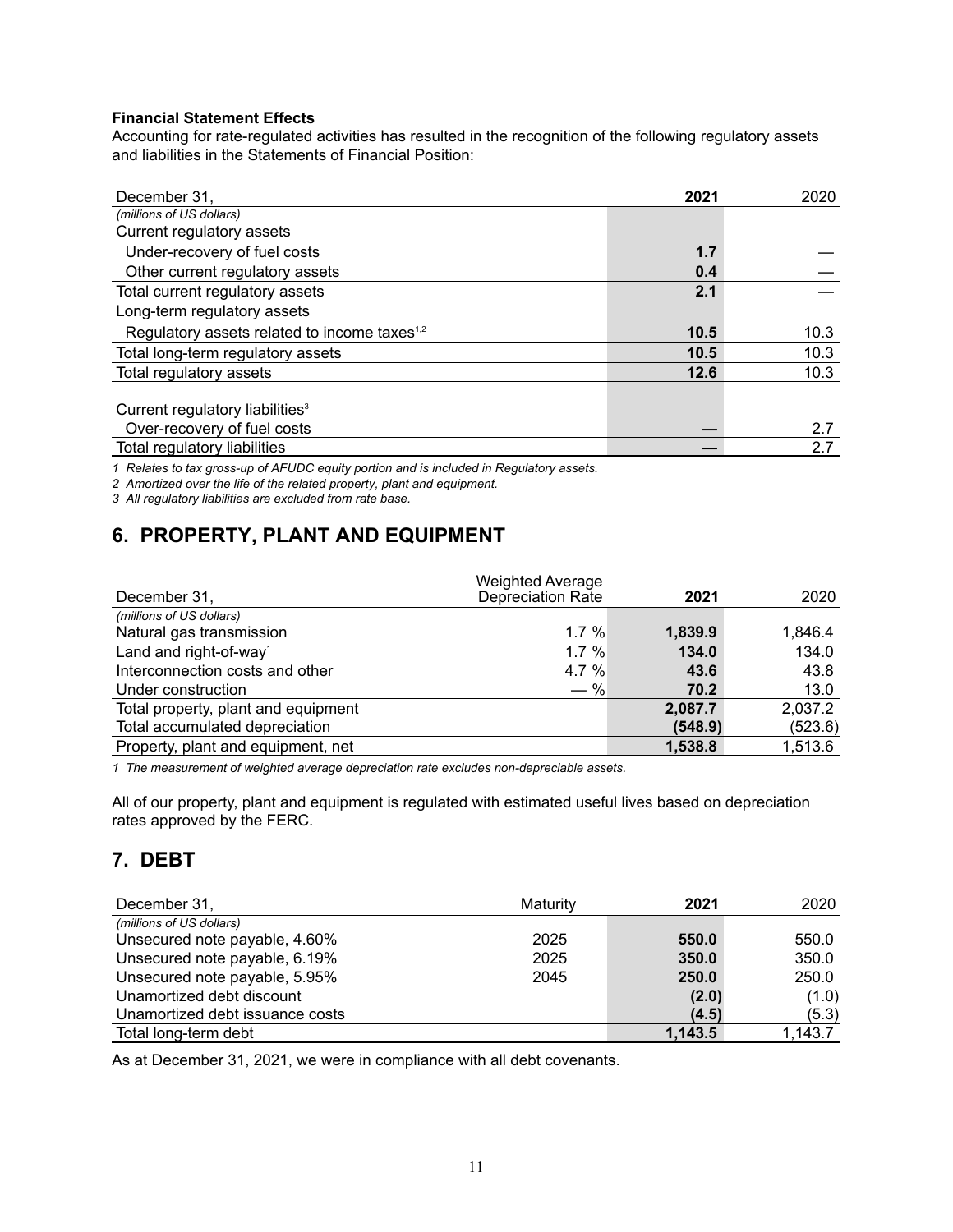**Financial Statement Effects**

Accounting for rate-regulated activities has resulted in the recognition of the following regulatory assets and liabilities in the Statements of Financial Position:

| December 31, | 2021 | 2020 |
| --- | --- | --- |
| *(millions of US dollars)* | | |
| Current regulatory assets | | |
| Under-recovery of fuel costs | **1.7** | — |
| Other current regulatory assets | **0.4** | — |
| Total current regulatory assets | **2.1** | — |
| Long-term regulatory assets | | |
| Regulatory assets related to income taxes[1,2] | **10.5** | 10.3 |
| Total long-term regulatory assets | **10.5** | 10.3 |
| Total regulatory assets | **12.6** | 10.3 |
| | | |
| Current regulatory liabilities[3] | | |
| Over-recovery of fuel costs | **—** | 2.7 |
| Total regulatory liabilities | **—** | 2.7 |

*1 Relates to tax gross-up of AFUDC equity portion and is included in Regulatory assets.*

*2 Amortized over the life of the related property, plant and equipment.*

*3 All regulatory liabilities are excluded from rate base.*

## 6. PROPERTY, PLANT AND EQUIPMENT

| December 31, | Weighted Average Depreciation Rate | 2021 | 2020 |
| --- | --- | --- | --- |
| *(millions of US dollars)* | | | |
| Natural gas transmission | 1.7 % | **1,839.9** | 1,846.4 |
| Land and right-of-way[1] | 1.7 % | **134.0** | 134.0 |
| Interconnection costs and other | 4.7 % | **43.6** | 43.8 |
| Under construction | — % | **70.2** | 13.0 |
| Total property, plant and equipment | | **2,087.7** | 2,037.2 |
| Total accumulated depreciation | | **(548.9)** | (523.6) |
| Property, plant and equipment, net | | **1,538.8** | 1,513.6 |

*1 The measurement of weighted average depreciation rate excludes non-depreciable assets.*

All of our property, plant and equipment is regulated with estimated useful lives based on depreciation rates approved by the FERC.

## 7. DEBT

| December 31, | Maturity | 2021 | 2020 |
| --- | --- | --- | --- |
| *(millions of US dollars)* | | | |
| Unsecured note payable, 4.60% | 2025 | **550.0** | 550.0 |
| Unsecured note payable, 6.19% | 2025 | **350.0** | 350.0 |
| Unsecured note payable, 5.95% | 2045 | **250.0** | 250.0 |
| Unamortized debt discount | | **(2.0)** | (1.0) |
| Unamortized debt issuance costs | | **(4.5)** | (5.3) |
| Total long-term debt | | **1,143.5** | 1,143.7 |

As at December 31, 2021, we were in compliance with all debt covenants.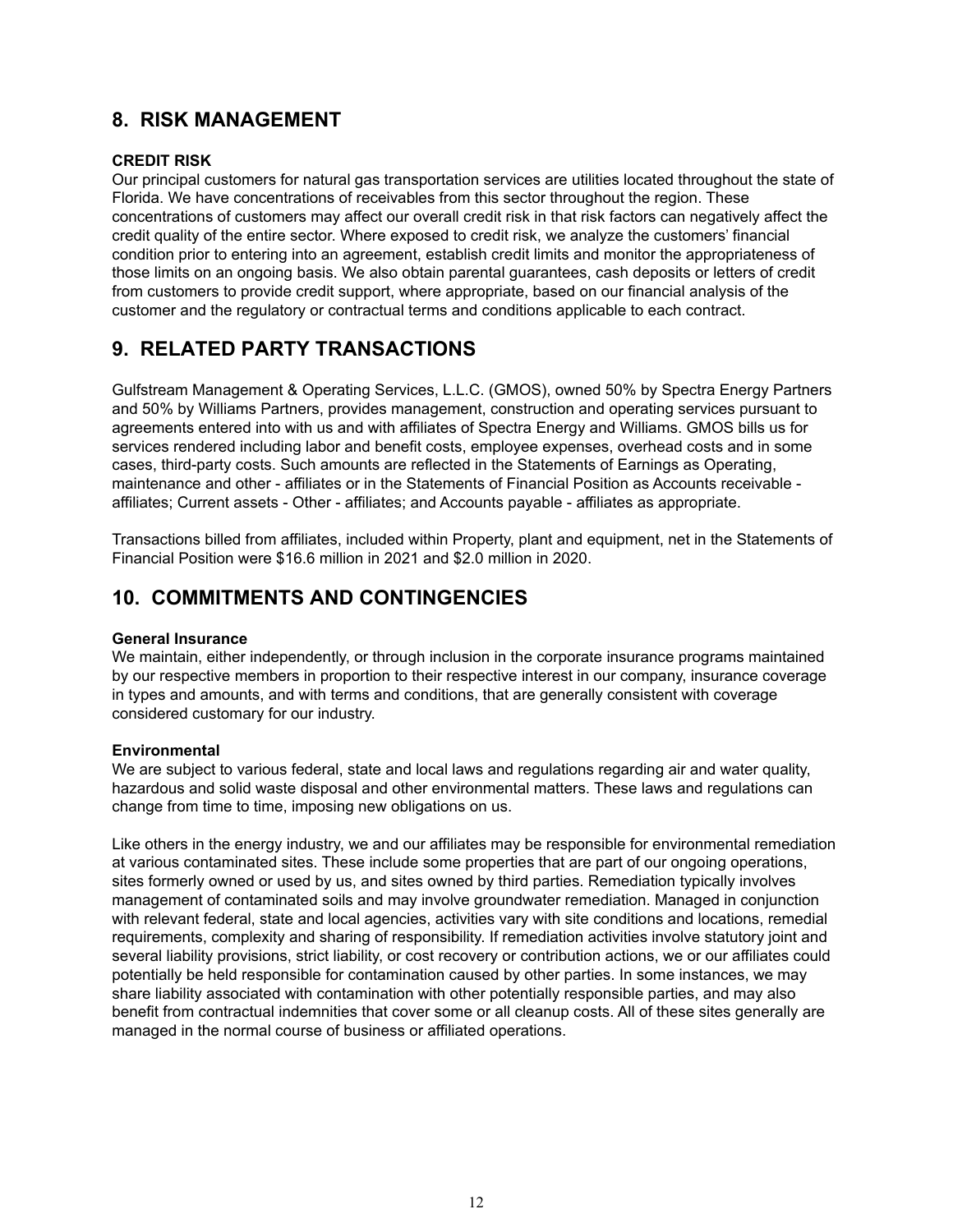## 8. RISK MANAGEMENT

**CREDIT RISK**

Our principal customers for natural gas transportation services are utilities located throughout the state of Florida. We have concentrations of receivables from this sector throughout the region. These concentrations of customers may affect our overall credit risk in that risk factors can negatively affect the credit quality of the entire sector. Where exposed to credit risk, we analyze the customers' financial condition prior to entering into an agreement, establish credit limits and monitor the appropriateness of those limits on an ongoing basis. We also obtain parental guarantees, cash deposits or letters of credit from customers to provide credit support, where appropriate, based on our financial analysis of the customer and the regulatory or contractual terms and conditions applicable to each contract.

## 9. RELATED PARTY TRANSACTIONS

Gulfstream Management & Operating Services, L.L.C. (GMOS), owned 50% by Spectra Energy Partners and 50% by Williams Partners, provides management, construction and operating services pursuant to agreements entered into with us and with affiliates of Spectra Energy and Williams. GMOS bills us for services rendered including labor and benefit costs, employee expenses, overhead costs and in some cases, third-party costs. Such amounts are reflected in the Statements of Earnings as Operating, maintenance and other - affiliates or in the Statements of Financial Position as Accounts receivable - affiliates; Current assets - Other - affiliates; and Accounts payable - affiliates as appropriate.

Transactions billed from affiliates, included within Property, plant and equipment, net in the Statements of Financial Position were $16.6 million in 2021 and $2.0 million in 2020.

## 10. COMMITMENTS AND CONTINGENCIES

**General Insurance**

We maintain, either independently, or through inclusion in the corporate insurance programs maintained by our respective members in proportion to their respective interest in our company, insurance coverage in types and amounts, and with terms and conditions, that are generally consistent with coverage considered customary for our industry.

**Environmental**

We are subject to various federal, state and local laws and regulations regarding air and water quality, hazardous and solid waste disposal and other environmental matters. These laws and regulations can change from time to time, imposing new obligations on us.

Like others in the energy industry, we and our affiliates may be responsible for environmental remediation at various contaminated sites. These include some properties that are part of our ongoing operations, sites formerly owned or used by us, and sites owned by third parties. Remediation typically involves management of contaminated soils and may involve groundwater remediation. Managed in conjunction with relevant federal, state and local agencies, activities vary with site conditions and locations, remedial requirements, complexity and sharing of responsibility. If remediation activities involve statutory joint and several liability provisions, strict liability, or cost recovery or contribution actions, we or our affiliates could potentially be held responsible for contamination caused by other parties. In some instances, we may share liability associated with contamination with other potentially responsible parties, and may also benefit from contractual indemnities that cover some or all cleanup costs. All of these sites generally are managed in the normal course of business or affiliated operations.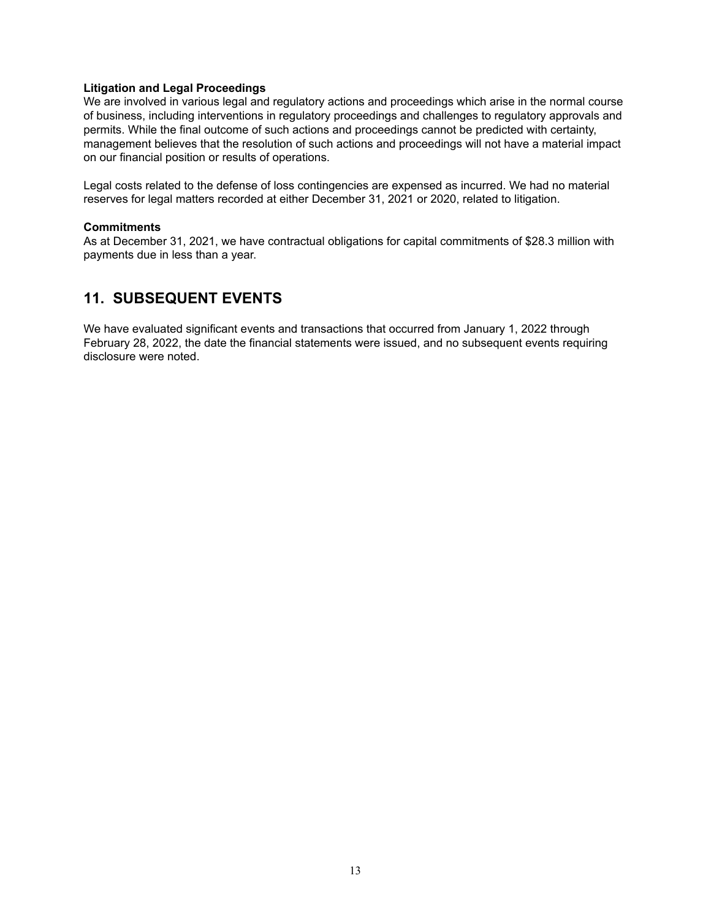**Litigation and Legal Proceedings**
We are involved in various legal and regulatory actions and proceedings which arise in the normal course of business, including interventions in regulatory proceedings and challenges to regulatory approvals and permits. While the final outcome of such actions and proceedings cannot be predicted with certainty, management believes that the resolution of such actions and proceedings will not have a material impact on our financial position or results of operations.

Legal costs related to the defense of loss contingencies are expensed as incurred. We had no material reserves for legal matters recorded at either December 31, 2021 or 2020, related to litigation.

**Commitments**
As at December 31, 2021, we have contractual obligations for capital commitments of $28.3 million with payments due in less than a year.

## 11. SUBSEQUENT EVENTS

We have evaluated significant events and transactions that occurred from January 1, 2022 through February 28, 2022, the date the financial statements were issued, and no subsequent events requiring disclosure were noted.